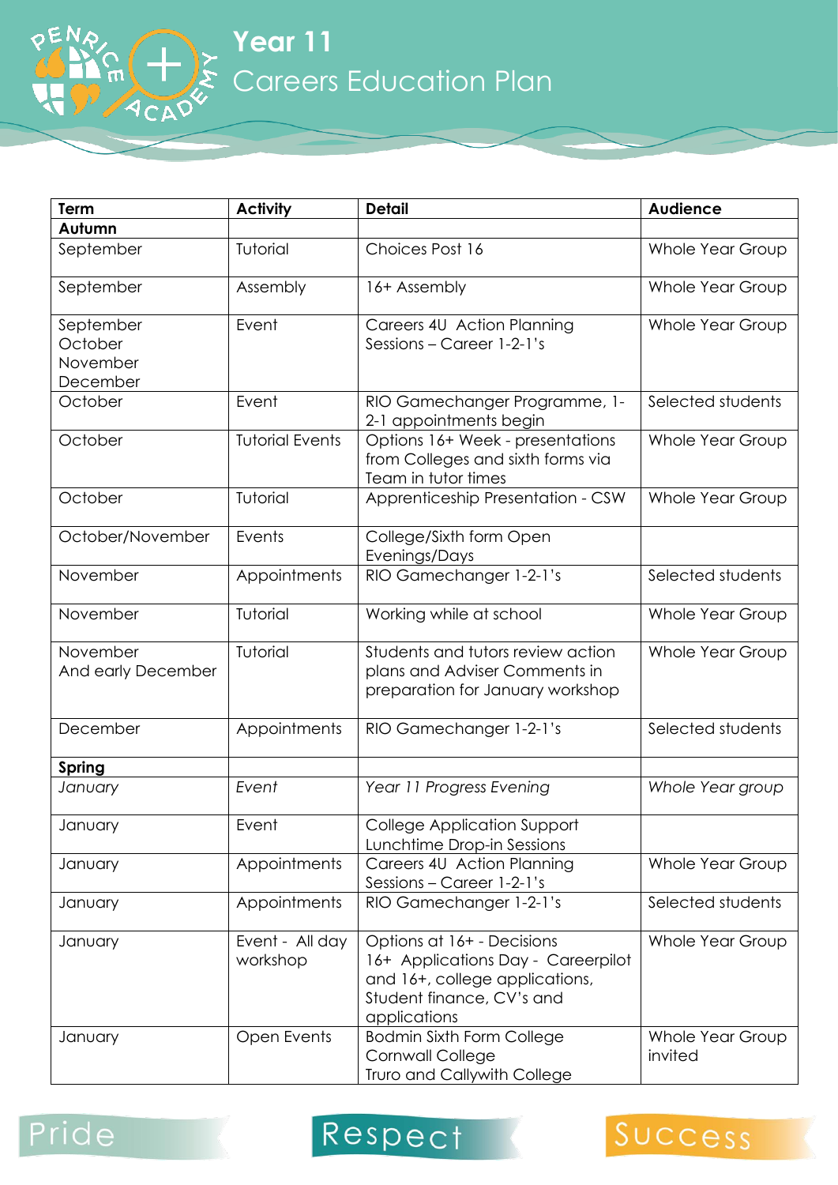# Year 11
## Careers Education Plan

| Term | Activity | Detail | Audience |
|---|---|---|---|
| **Autumn** | | | |
| September | Tutorial | Choices Post 16 | Whole Year Group |
| September | Assembly | 16+ Assembly | Whole Year Group |
| September October November December | Event | Careers 4U Action Planning Sessions – Career 1-2-1's | Whole Year Group |
| October | Event | RIO Gamechanger Programme, 1-2-1 appointments begin | Selected students |
| October | Tutorial Events | Options 16+ Week - presentations from Colleges and sixth forms via Team in tutor times | Whole Year Group |
| October | Tutorial | Apprenticeship Presentation - CSW | Whole Year Group |
| October/November | Events | College/Sixth form Open Evenings/Days | |
| November | Appointments | RIO Gamechanger 1-2-1's | Selected students |
| November | Tutorial | Working while at school | Whole Year Group |
| November And early December | Tutorial | Students and tutors review action plans and Adviser Comments in preparation for January workshop | Whole Year Group |
| December | Appointments | RIO Gamechanger 1-2-1's | Selected students |
| **Spring** | | | |
| *January* | *Event* | *Year 11 Progress Evening* | *Whole Year group* |
| January | Event | College Application Support Lunchtime Drop-in Sessions | |
| January | Appointments | Careers 4U Action Planning Sessions – Career 1-2-1's | Whole Year Group |
| January | Appointments | RIO Gamechanger 1-2-1's | Selected students |
| January | Event - All day workshop | Options at 16+ - Decisions 16+ Applications Day - Careerpilot and 16+, college applications, Student finance, CV's and applications | Whole Year Group |
| January | Open Events | Bodmin Sixth Form College Cornwall College Truro and Callywith College | Whole Year Group invited |

Pride Respect Success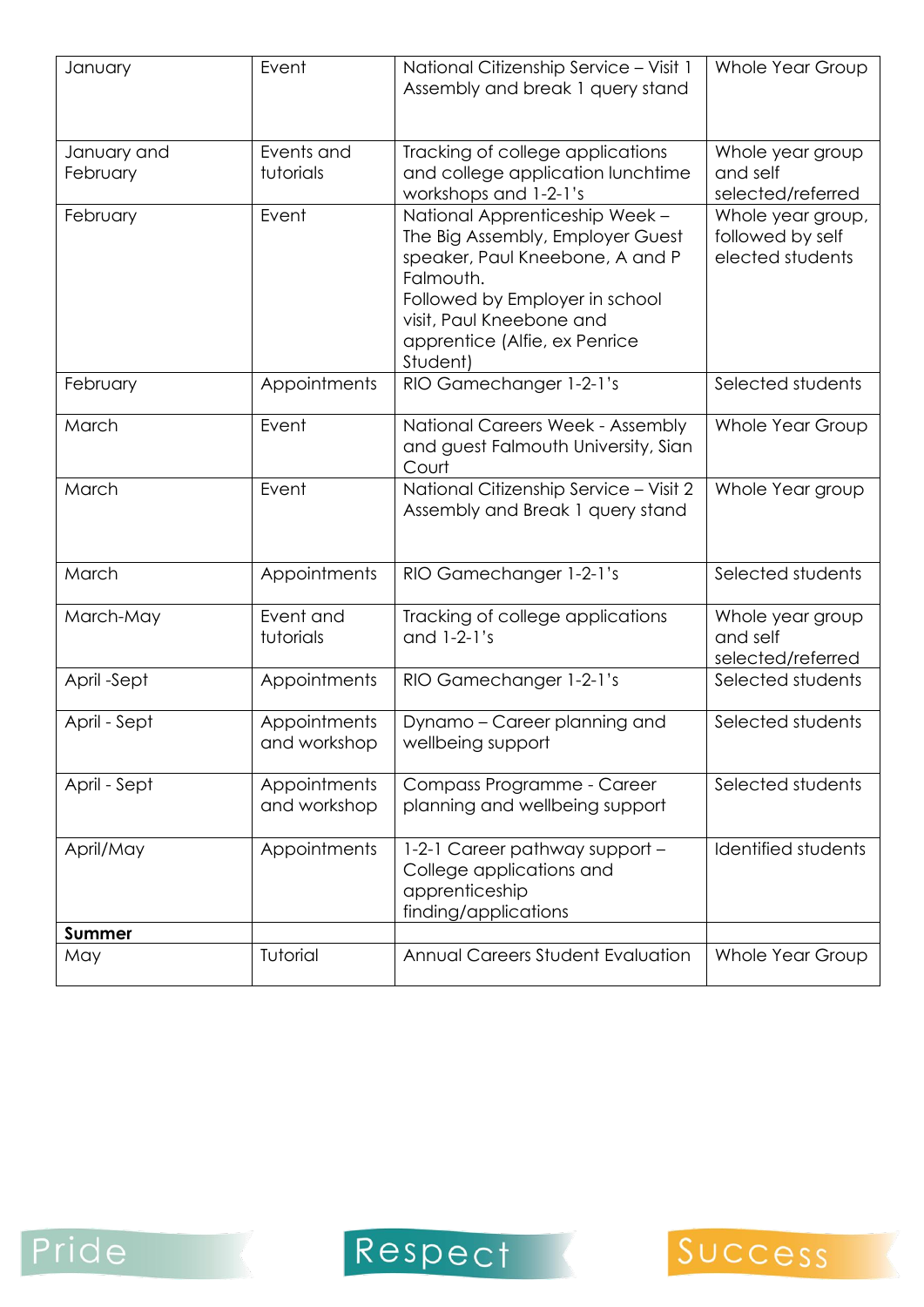| | | | |
|---|---|---|---|
| January | Event | National Citizenship Service – Visit 1 Assembly and break 1 query stand | Whole Year Group |
| January and February | Events and tutorials | Tracking of college applications and college application lunchtime workshops and 1-2-1's | Whole year group and self selected/referred |
| February | Event | National Apprenticeship Week – The Big Assembly, Employer Guest speaker, Paul Kneebone, A and P Falmouth.<br>Followed by Employer in school visit, Paul Kneebone and apprentice (Alfie, ex Penrice Student) | Whole year group, followed by self elected students |
| February | Appointments | RIO Gamechanger 1-2-1's | Selected students |
| March | Event | National Careers Week - Assembly and guest Falmouth University, Sian Court | Whole Year Group |
| March | Event | National Citizenship Service – Visit 2 Assembly and Break 1 query stand | Whole Year group |
| March | Appointments | RIO Gamechanger 1-2-1's | Selected students |
| March-May | Event and tutorials | Tracking of college applications and 1-2-1's | Whole year group and self selected/referred |
| April -Sept | Appointments | RIO Gamechanger 1-2-1's | Selected students |
| April - Sept | Appointments and workshop | Dynamo – Career planning and wellbeing support | Selected students |
| April - Sept | Appointments and workshop | Compass Programme - Career planning and wellbeing support | Selected students |
| April/May | Appointments | 1-2-1 Career pathway support – College applications and apprenticeship finding/applications | Identified students |
| **Summer** | | | |
| May | Tutorial | Annual Careers Student Evaluation | Whole Year Group |

Pride Respect Success